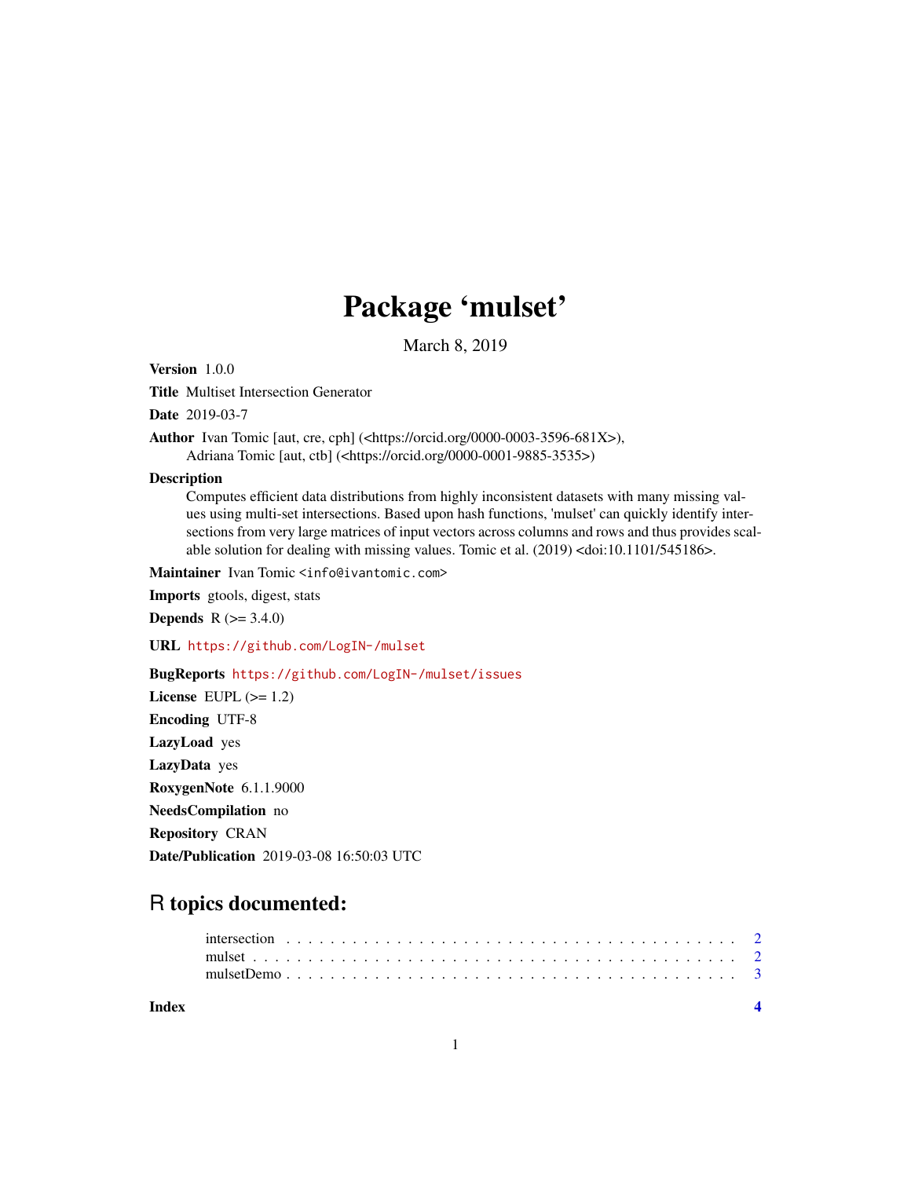# Package 'mulset'

March 8, 2019

**Version** 1.0.0

**Title** Multiset Intersection Generator

**Date** 2019-03-7

**Author** Ivan Tomic [aut, cre, cph] (<https://orcid.org/0000-0003-3596-681X>), Adriana Tomic [aut, ctb] (<https://orcid.org/0000-0001-9885-3535>)

**Description** Computes efficient data distributions from highly inconsistent datasets with many missing values using multi-set intersections. Based upon hash functions, 'mulset' can quickly identify intersections from very large matrices of input vectors across columns and rows and thus provides scalable solution for dealing with missing values. Tomic et al. (2019) <doi:10.1101/545186>.

**Maintainer** Ivan Tomic <info@ivantomic.com>

**Imports** gtools, digest, stats

**Depends** R (>= 3.4.0)

**URL** https://github.com/LogIN-/mulset

**BugReports** https://github.com/LogIN-/mulset/issues

**License** EUPL (>= 1.2)

**Encoding** UTF-8

**LazyLoad** yes

**LazyData** yes

**RoxygenNote** 6.1.1.9000

**NeedsCompilation** no

**Repository** CRAN

**Date/Publication** 2019-03-08 16:50:03 UTC

## R topics documented:

- intersection . . . . . . . . . . . . . . . . . . . . . . . . . . . . . . . . . . . . . . . . 2
- mulset . . . . . . . . . . . . . . . . . . . . . . . . . . . . . . . . . . . . . . . . . . . 2
- mulsetDemo . . . . . . . . . . . . . . . . . . . . . . . . . . . . . . . . . . . . . . . . 3

**Index** **4**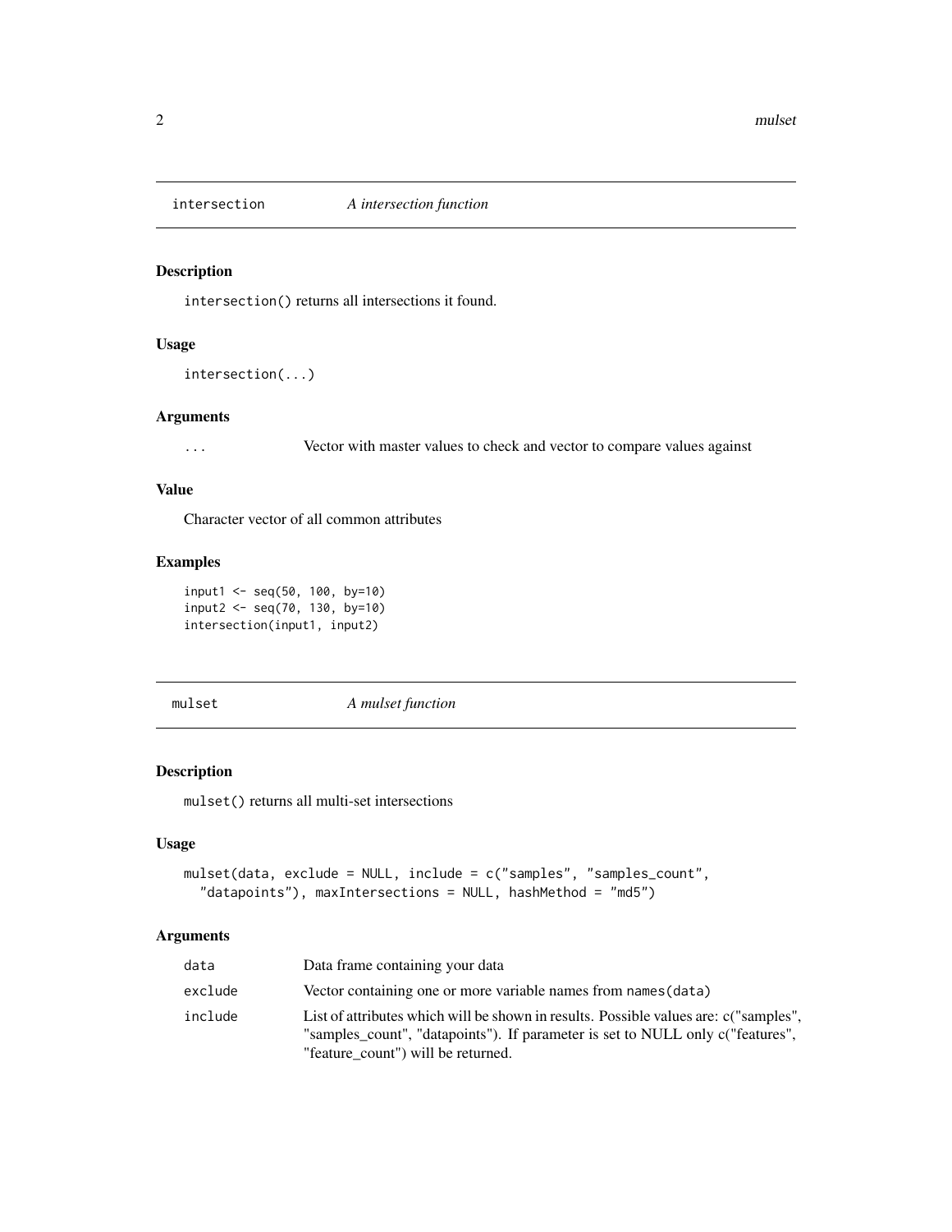## intersection — *A intersection function*

### Description

`intersection()` returns all intersections it found.

### Usage

```
intersection(...)
```

### Arguments

| | |
|---|---|
| `...` | Vector with master values to check and vector to compare values against |

### Value

Character vector of all common attributes

### Examples

```
input1 <- seq(50, 100, by=10)
input2 <- seq(70, 130, by=10)
intersection(input1, input2)
```

## mulset — *A mulset function*

### Description

`mulset()` returns all multi-set intersections

### Usage

```
mulset(data, exclude = NULL, include = c("samples", "samples_count",
  "datapoints"), maxIntersections = NULL, hashMethod = "md5")
```

### Arguments

| | |
|---|---|
| `data` | Data frame containing your data |
| `exclude` | Vector containing one or more variable names from `names(data)` |
| `include` | List of attributes which will be shown in results. Possible values are: c("samples", "samples_count", "datapoints"). If parameter is set to NULL only c("features", "feature_count") will be returned. |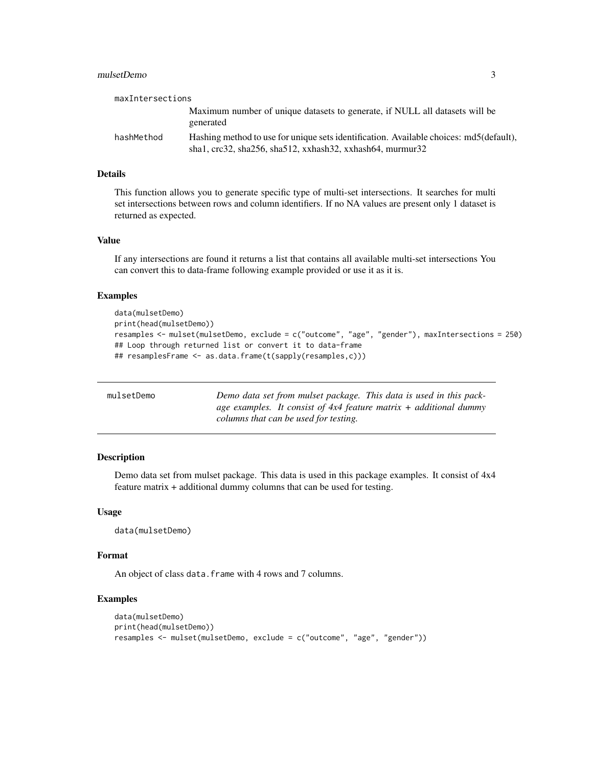| | |
|---|---|
| maxIntersections | Maximum number of unique datasets to generate, if NULL all datasets will be generated |
| hashMethod | Hashing method to use for unique sets identification. Available choices: md5(default), sha1, crc32, sha256, sha512, xxhash32, xxhash64, murmur32 |

### Details

This function allows you to generate specific type of multi-set intersections. It searches for multi set intersections between rows and column identifiers. If no NA values are present only 1 dataset is returned as expected.

### Value

If any intersections are found it returns a list that contains all available multi-set intersections You can convert this to data-frame following example provided or use it as it is.

### Examples

```
data(mulsetDemo)
print(head(mulsetDemo))
resamples <- mulset(mulsetDemo, exclude = c("outcome", "age", "gender"), maxIntersections = 250)
## Loop through returned list or convert it to data-frame
## resamplesFrame <- as.data.frame(t(sapply(resamples,c)))
```

---

## mulsetDemo

*Demo data set from mulset package. This data is used in this package examples. It consist of 4x4 feature matrix + additional dummy columns that can be used for testing.*

---

### Description

Demo data set from mulset package. This data is used in this package examples. It consist of 4x4 feature matrix + additional dummy columns that can be used for testing.

### Usage

```
data(mulsetDemo)
```

### Format

An object of class `data.frame` with 4 rows and 7 columns.

### Examples

```
data(mulsetDemo)
print(head(mulsetDemo))
resamples <- mulset(mulsetDemo, exclude = c("outcome", "age", "gender"))
```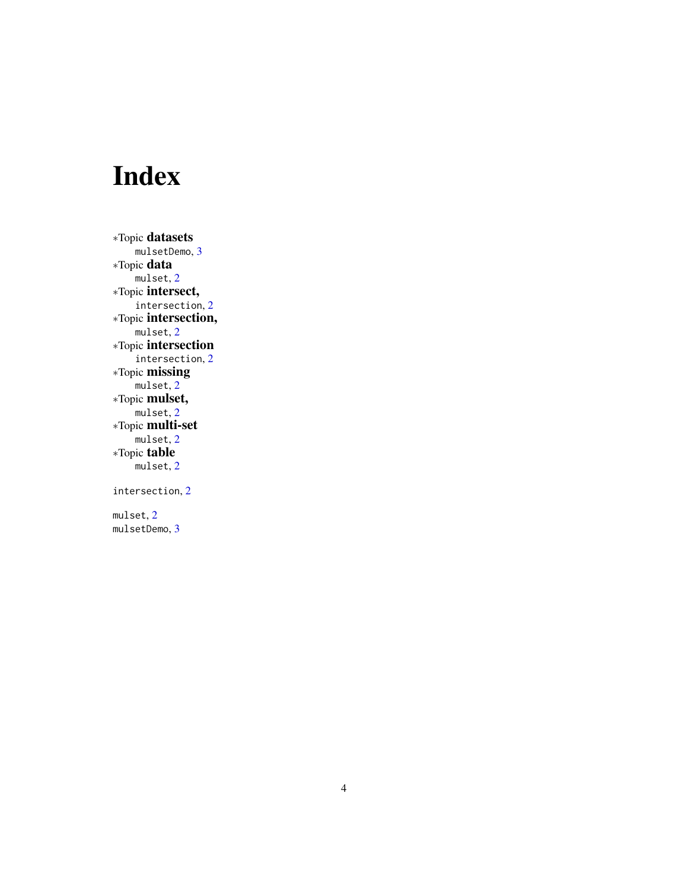# Index

∗Topic **datasets**
  mulsetDemo, 3
∗Topic **data**
  mulset, 2
∗Topic **intersect,**
  intersection, 2
∗Topic **intersection,**
  mulset, 2
∗Topic **intersection**
  intersection, 2
∗Topic **missing**
  mulset, 2
∗Topic **mulset,**
  mulset, 2
∗Topic **multi-set**
  mulset, 2
∗Topic **table**
  mulset, 2

intersection, 2

mulset, 2
mulsetDemo, 3